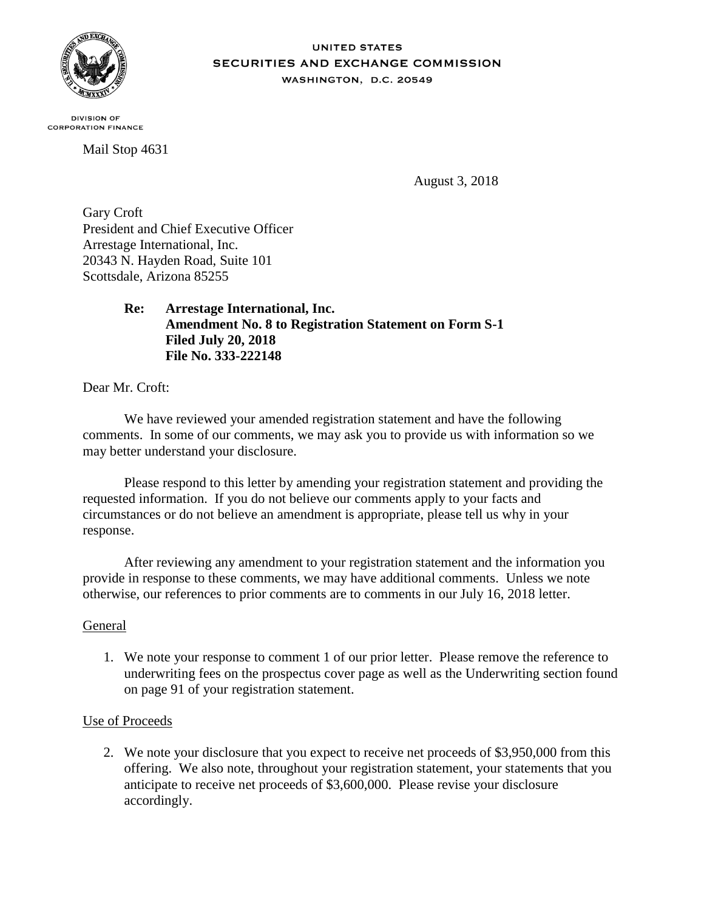UNITED STATES
SECURITIES AND EXCHANGE COMMISSION
WASHINGTON, D.C. 20549

DIVISION OF
CORPORATION FINANCE

Mail Stop 4631

August 3, 2018

Gary Croft
President and Chief Executive Officer
Arrestage International, Inc.
20343 N. Hayden Road, Suite 101
Scottsdale, Arizona 85255

**Re: Arrestage International, Inc.**
**Amendment No. 8 to Registration Statement on Form S-1**
**Filed July 20, 2018**
**File No. 333-222148**

Dear Mr. Croft:

We have reviewed your amended registration statement and have the following comments. In some of our comments, we may ask you to provide us with information so we may better understand your disclosure.

Please respond to this letter by amending your registration statement and providing the requested information. If you do not believe our comments apply to your facts and circumstances or do not believe an amendment is appropriate, please tell us why in your response.

After reviewing any amendment to your registration statement and the information you provide in response to these comments, we may have additional comments. Unless we note otherwise, our references to prior comments are to comments in our July 16, 2018 letter.

General

1. We note your response to comment 1 of our prior letter. Please remove the reference to underwriting fees on the prospectus cover page as well as the Underwriting section found on page 91 of your registration statement.

Use of Proceeds

2. We note your disclosure that you expect to receive net proceeds of $3,950,000 from this offering. We also note, throughout your registration statement, your statements that you anticipate to receive net proceeds of $3,600,000. Please revise your disclosure accordingly.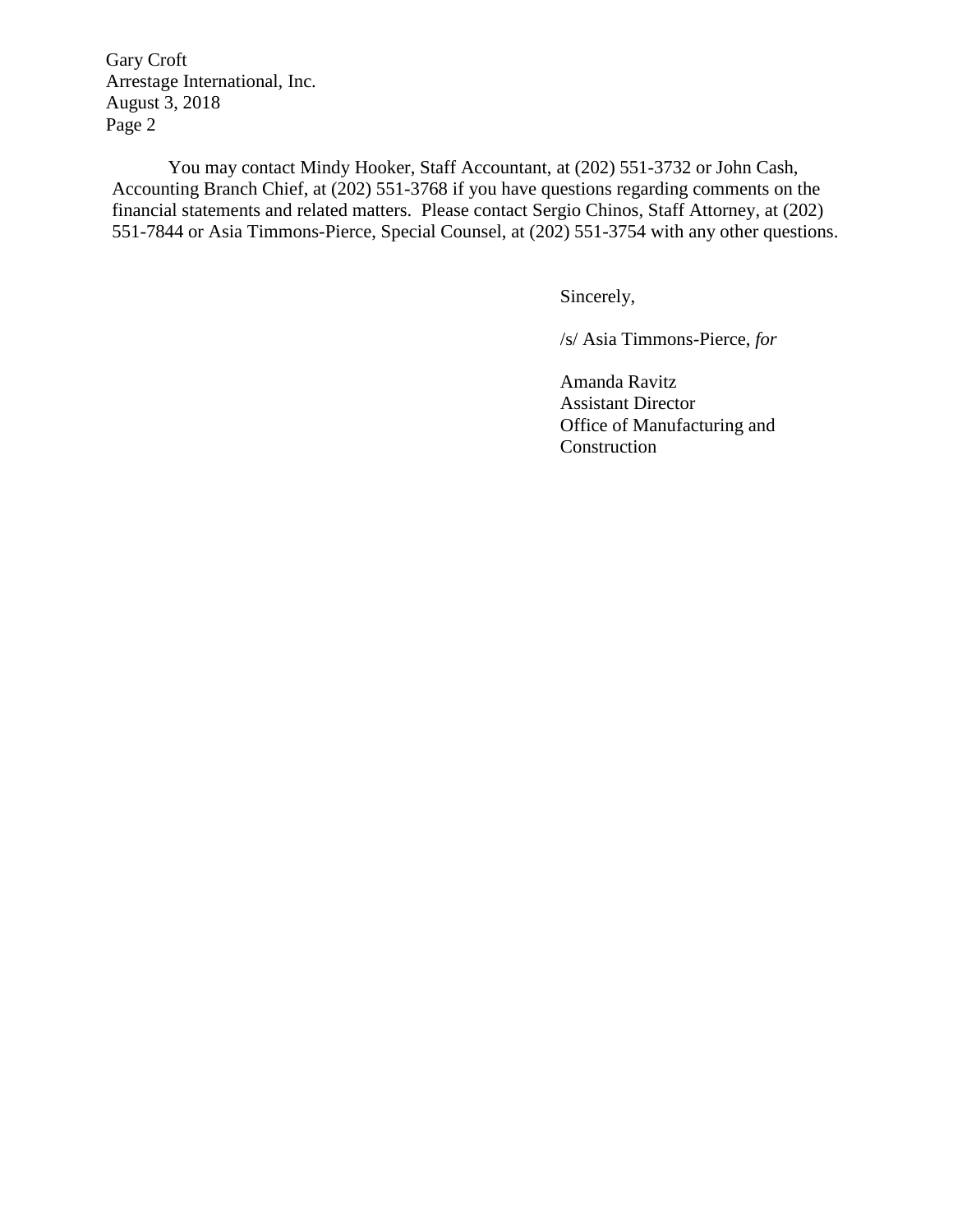You may contact Mindy Hooker, Staff Accountant, at (202) 551-3732 or John Cash, Accounting Branch Chief, at (202) 551-3768 if you have questions regarding comments on the financial statements and related matters. Please contact Sergio Chinos, Staff Attorney, at (202) 551-7844 or Asia Timmons-Pierce, Special Counsel, at (202) 551-3754 with any other questions.

Sincerely,

/s/ Asia Timmons-Pierce, *for*

Amanda Ravitz
Assistant Director
Office of Manufacturing and Construction